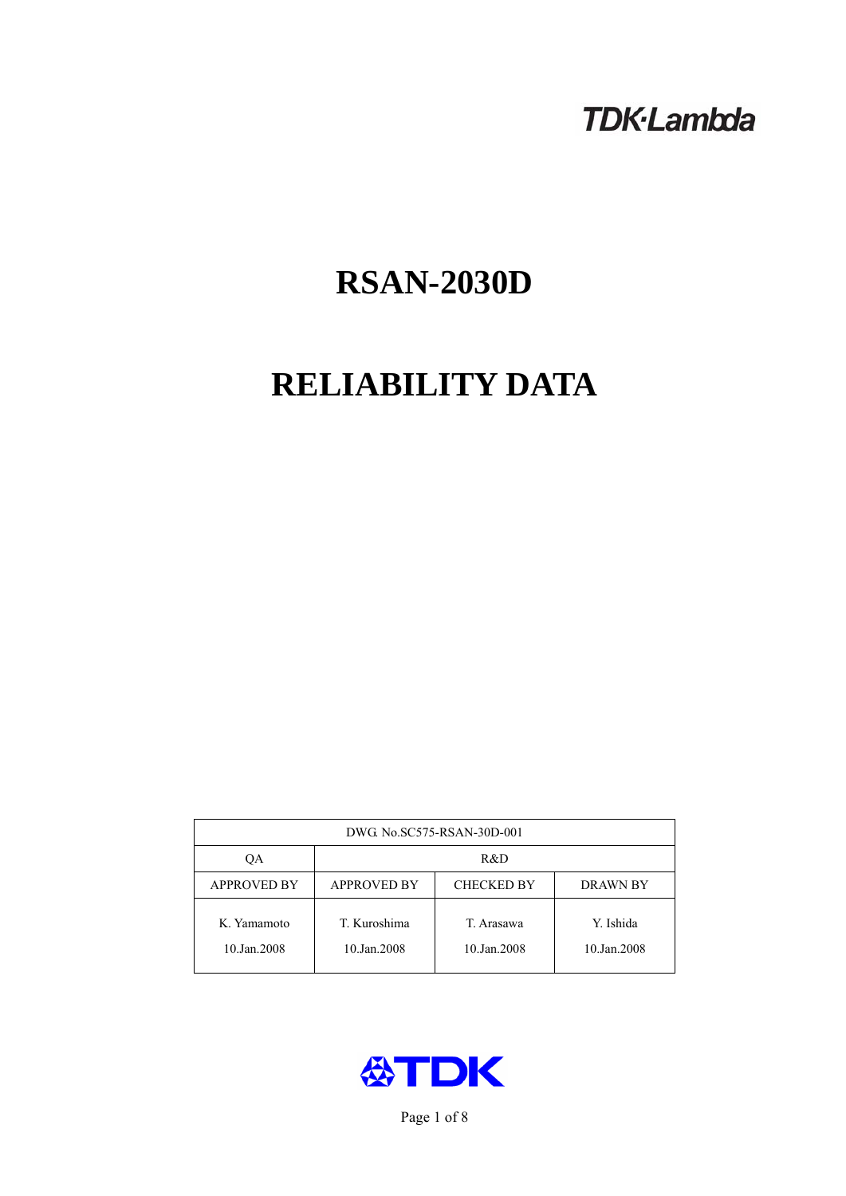TDK·Lambda

# RSAN-2030D

# RELIABILITY DATA

| DWG. No.SC575-RSAN-30D-001 | | | |
|---|---|---|---|
| QA | R&D | | |
| APPROVED BY | APPROVED BY | CHECKED BY | DRAWN BY |
| K. Yamamoto<br>10.Jan.2008 | T. Kuroshima<br>10.Jan.2008 | T. Arasawa<br>10.Jan.2008 | Y. Ishida<br>10.Jan.2008 |

TDK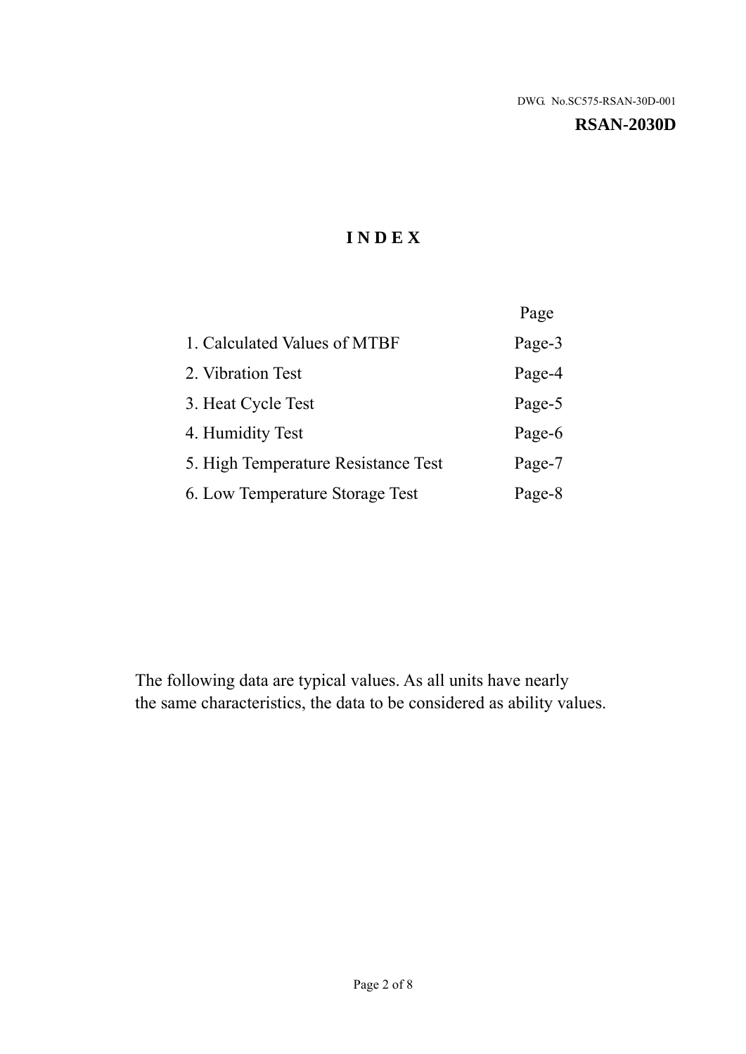DWG. No.SC575-RSAN-30D-001

**RSAN-2030D**

# I N D E X

| | Page |
|---|---|
| 1. Calculated Values of MTBF | Page-3 |
| 2. Vibration Test | Page-4 |
| 3. Heat Cycle Test | Page-5 |
| 4. Humidity Test | Page-6 |
| 5. High Temperature Resistance Test | Page-7 |
| 6. Low Temperature Storage Test | Page-8 |

The following data are typical values. As all units have nearly
the same characteristics, the data to be considered as ability values.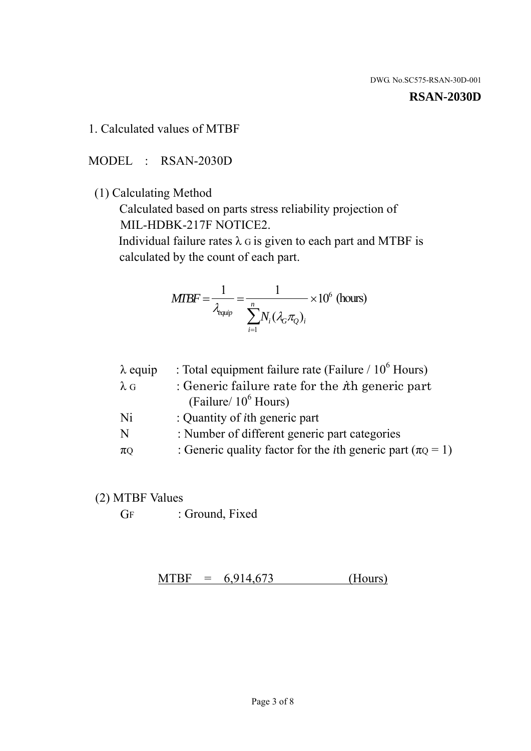DWG. No.SC575-RSAN-30D-001

**RSAN-2030D**

## 1. Calculated values of MTBF

MODEL : RSAN-2030D

(1) Calculating Method

Calculated based on parts stress reliability projection of MIL-HDBK-217F NOTICE2.

Individual failure rates $\lambda_G$ is given to each part and MTBF is calculated by the count of each part.

$$MTBF = \frac{1}{\lambda_{equip}} = \frac{1}{\sum_{i=1}^{n} N_i (\lambda_G \pi_Q)_i} \times 10^6 \text{ (hours)}$$

| | |
|---|---|
| $\lambda$ equip | : Total equipment failure rate (Failure / $10^6$ Hours) |
| $\lambda_G$ | : Generic failure rate for the *i*th generic part (Failure/ $10^6$ Hours) |
| Ni | : Quantity of *i*th generic part |
| N | : Number of different generic part categories |
| $\pi_Q$ | : Generic quality factor for the *i*th generic part ($\pi_Q = 1$) |

(2) MTBF Values

$G_F$ : Ground, Fixed

MTBF = 6,914,673 (Hours)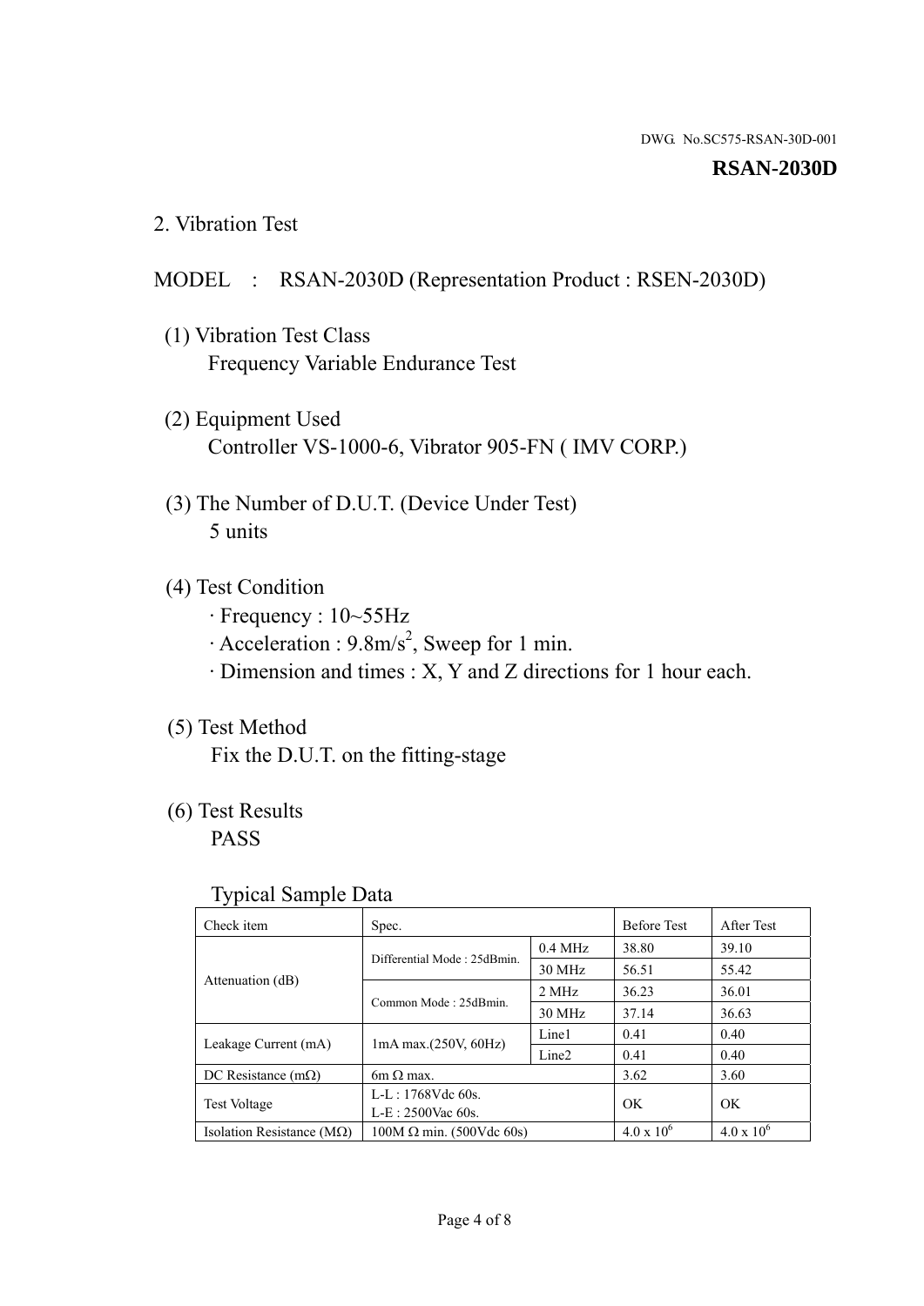DWG. No.SC575-RSAN-30D-001

**RSAN-2030D**

## 2. Vibration Test

MODEL : RSAN-2030D (Representation Product : RSEN-2030D)

(1) Vibration Test Class
Frequency Variable Endurance Test

(2) Equipment Used
Controller VS-1000-6, Vibrator 905-FN ( IMV CORP.)

(3) The Number of D.U.T. (Device Under Test)
5 units

(4) Test Condition
· Frequency : 10~55Hz
· Acceleration : 9.8m/s$^2$, Sweep for 1 min.
· Dimension and times : X, Y and Z directions for 1 hour each.

(5) Test Method
Fix the D.U.T. on the fitting-stage

(6) Test Results
PASS

Typical Sample Data

| Check item | Spec. | | Before Test | After Test |
|---|---|---|---|---|
| Attenuation (dB) | Differential Mode : 25dBmin. | 0.4 MHz | 38.80 | 39.10 |
| | | 30 MHz | 56.51 | 55.42 |
| | Common Mode : 25dBmin. | 2 MHz | 36.23 | 36.01 |
| | | 30 MHz | 37.14 | 36.63 |
| Leakage Current (mA) | 1mA max.(250V, 60Hz) | Line1 | 0.41 | 0.40 |
| | | Line2 | 0.41 | 0.40 |
| DC Resistance (mΩ) | 6m Ω max. | | 3.62 | 3.60 |
| Test Voltage | L-L : 1768Vdc 60s.<br>L-E : 2500Vac 60s. | | OK | OK |
| Isolation Resistance (MΩ) | 100M Ω min. (500Vdc 60s) | | 4.0 x $10^6$ | 4.0 x $10^6$ |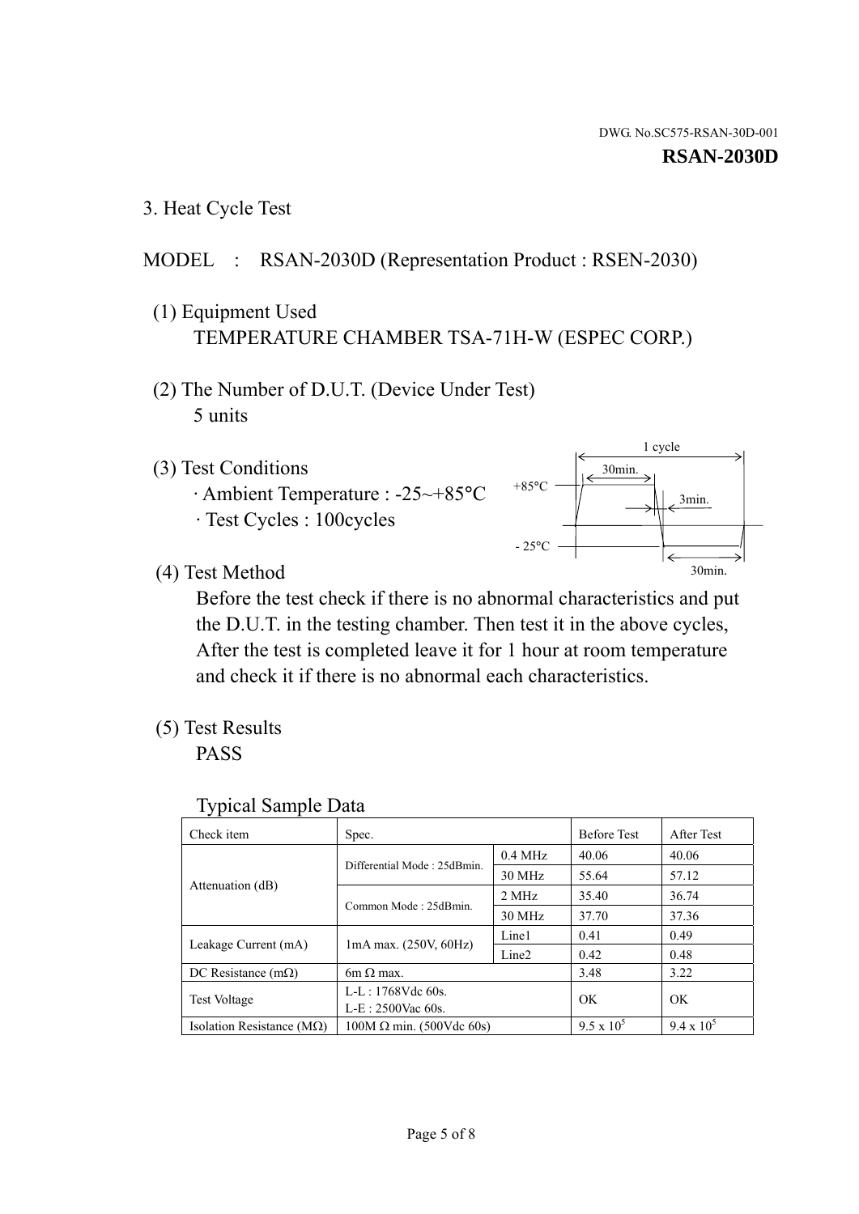DWG. No.SC575-RSAN-30D-001

**RSAN-2030D**

## 3. Heat Cycle Test

MODEL : RSAN-2030D (Representation Product : RSEN-2030)

(1) Equipment Used
TEMPERATURE CHAMBER TSA-71H-W (ESPEC CORP.)

(2) The Number of D.U.T. (Device Under Test)
5 units

(3) Test Conditions
· Ambient Temperature : -25~+85°C
· Test Cycles : 100cycles

1 cycle
30min.
+85°C
3min.
- 25°C
30min.

(4) Test Method
Before the test check if there is no abnormal characteristics and put the D.U.T. in the testing chamber. Then test it in the above cycles, After the test is completed leave it for 1 hour at room temperature and check it if there is no abnormal each characteristics.

(5) Test Results
PASS

Typical Sample Data

| Check item | Spec. | | Before Test | After Test |
|---|---|---|---|---|
| Attenuation (dB) | Differential Mode : 25dBmin. | 0.4 MHz | 40.06 | 40.06 |
| | | 30 MHz | 55.64 | 57.12 |
| | Common Mode : 25dBmin. | 2 MHz | 35.40 | 36.74 |
| | | 30 MHz | 37.70 | 37.36 |
| Leakage Current (mA) | 1mA max. (250V, 60Hz) | Line1 | 0.41 | 0.49 |
| | | Line2 | 0.42 | 0.48 |
| DC Resistance (mΩ) | 6m Ω max. | | 3.48 | 3.22 |
| Test Voltage | L-L : 1768Vdc 60s.<br>L-E : 2500Vac 60s. | | OK | OK |
| Isolation Resistance (MΩ) | 100M Ω min. (500Vdc 60s) | | $9.5 \times 10^5$ | $9.4 \times 10^5$ |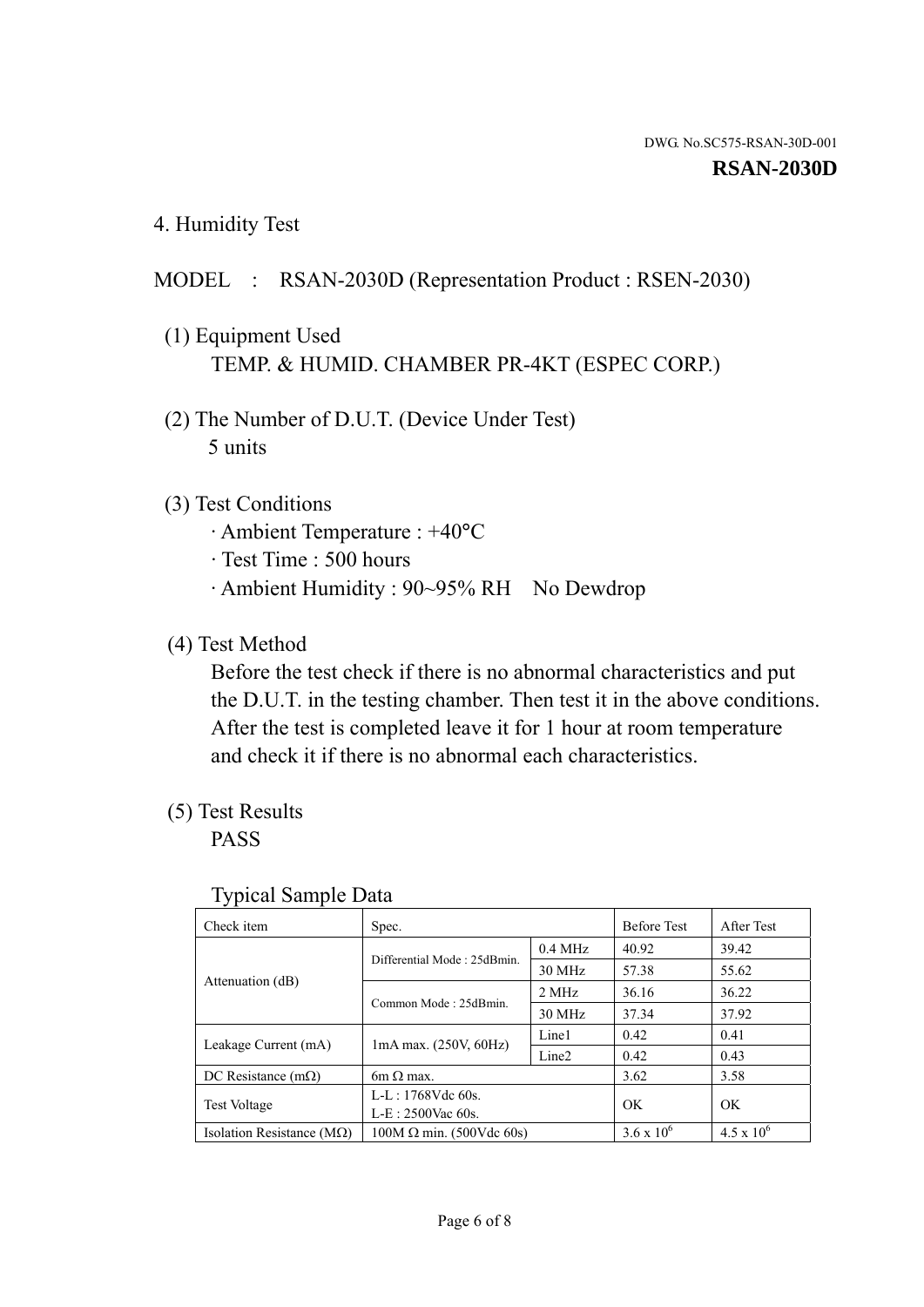DWG. No.SC575-RSAN-30D-001

**RSAN-2030D**

## 4. Humidity Test

MODEL : RSAN-2030D (Representation Product : RSEN-2030)

(1) Equipment Used
TEMP. & HUMID. CHAMBER PR-4KT (ESPEC CORP.)

(2) The Number of D.U.T. (Device Under Test)
5 units

(3) Test Conditions
· Ambient Temperature : +40°C
· Test Time : 500 hours
· Ambient Humidity : 90~95% RH No Dewdrop

(4) Test Method
Before the test check if there is no abnormal characteristics and put the D.U.T. in the testing chamber. Then test it in the above conditions. After the test is completed leave it for 1 hour at room temperature and check it if there is no abnormal each characteristics.

(5) Test Results
PASS

Typical Sample Data

| Check item | Spec. | | Before Test | After Test |
|---|---|---|---|---|
| Attenuation (dB) | Differential Mode : 25dBmin. | 0.4 MHz | 40.92 | 39.42 |
| | | 30 MHz | 57.38 | 55.62 |
| | Common Mode : 25dBmin. | 2 MHz | 36.16 | 36.22 |
| | | 30 MHz | 37.34 | 37.92 |
| Leakage Current (mA) | 1mA max. (250V, 60Hz) | Line1 | 0.42 | 0.41 |
| | | Line2 | 0.42 | 0.43 |
| DC Resistance (mΩ) | 6m Ω max. | | 3.62 | 3.58 |
| Test Voltage | L-L : 1768Vdc 60s.<br>L-E : 2500Vac 60s. | | OK | OK |
| Isolation Resistance (MΩ) | 100M Ω min. (500Vdc 60s) | | $3.6 \times 10^6$ | $4.5 \times 10^6$ |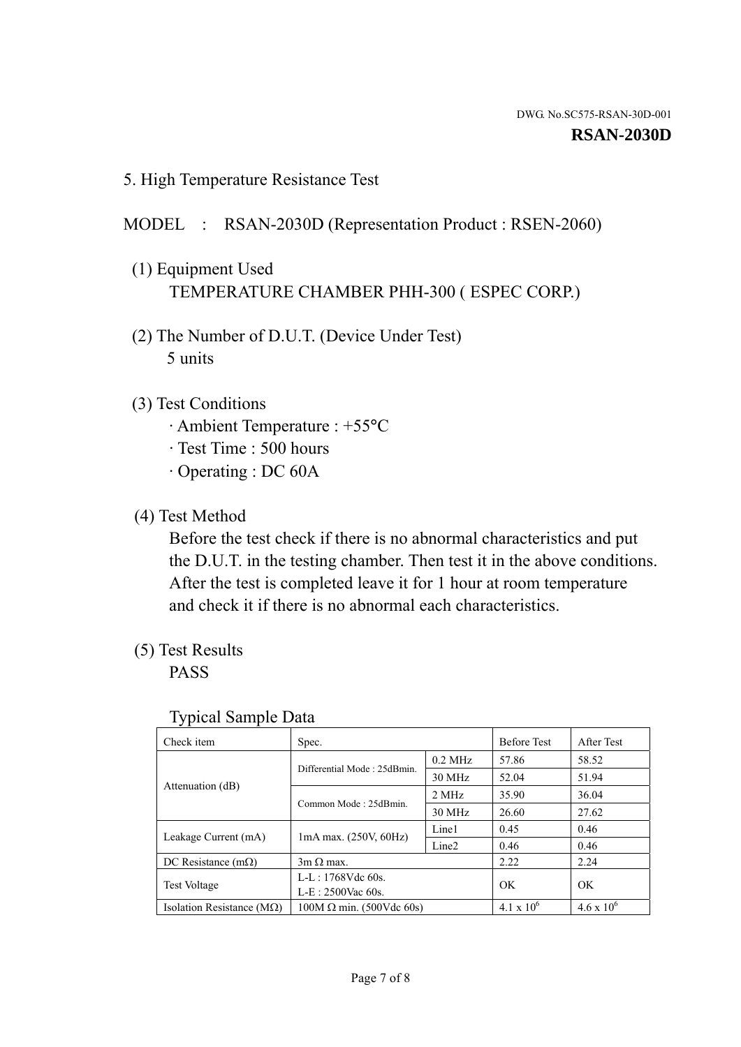DWG. No.SC575-RSAN-30D-001

**RSAN-2030D**

## 5. High Temperature Resistance Test

MODEL : RSAN-2030D (Representation Product : RSEN-2060)

(1) Equipment Used
TEMPERATURE CHAMBER PHH-300 ( ESPEC CORP.)

(2) The Number of D.U.T. (Device Under Test)
5 units

(3) Test Conditions
· Ambient Temperature : +55°C
· Test Time : 500 hours
· Operating : DC 60A

(4) Test Method
Before the test check if there is no abnormal characteristics and put the D.U.T. in the testing chamber. Then test it in the above conditions. After the test is completed leave it for 1 hour at room temperature and check it if there is no abnormal each characteristics.

(5) Test Results
PASS

Typical Sample Data

| Check item | Spec. | | Before Test | After Test |
|---|---|---|---|---|
| Attenuation (dB) | Differential Mode : 25dBmin. | 0.2 MHz | 57.86 | 58.52 |
| | | 30 MHz | 52.04 | 51.94 |
| | Common Mode : 25dBmin. | 2 MHz | 35.90 | 36.04 |
| | | 30 MHz | 26.60 | 27.62 |
| Leakage Current (mA) | 1mA max. (250V, 60Hz) | Line1 | 0.45 | 0.46 |
| | | Line2 | 0.46 | 0.46 |
| DC Resistance (mΩ) | 3m Ω max. | | 2.22 | 2.24 |
| Test Voltage | L-L : 1768Vdc 60s.<br>L-E : 2500Vac 60s. | | OK | OK |
| Isolation Resistance (MΩ) | 100M Ω min. (500Vdc 60s) | | $4.1 \times 10^6$ | $4.6 \times 10^6$ |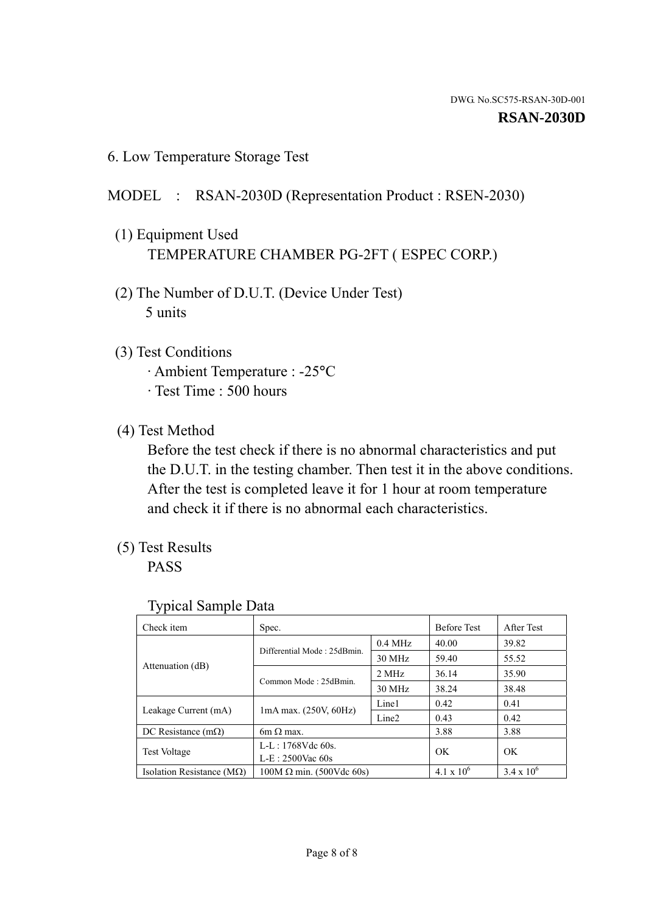DWG. No.SC575-RSAN-30D-001

**RSAN-2030D**

## 6. Low Temperature Storage Test

MODEL : RSAN-2030D (Representation Product : RSEN-2030)

(1) Equipment Used
TEMPERATURE CHAMBER PG-2FT ( ESPEC CORP.)

(2) The Number of D.U.T. (Device Under Test)
5 units

(3) Test Conditions
· Ambient Temperature : -25°C
· Test Time : 500 hours

(4) Test Method
Before the test check if there is no abnormal characteristics and put the D.U.T. in the testing chamber. Then test it in the above conditions. After the test is completed leave it for 1 hour at room temperature and check it if there is no abnormal each characteristics.

(5) Test Results
PASS

Typical Sample Data

| Check item | Spec. | | Before Test | After Test |
|---|---|---|---|---|
| Attenuation (dB) | Differential Mode : 25dBmin. | 0.4 MHz | 40.00 | 39.82 |
| | | 30 MHz | 59.40 | 55.52 |
| | Common Mode : 25dBmin. | 2 MHz | 36.14 | 35.90 |
| | | 30 MHz | 38.24 | 38.48 |
| Leakage Current (mA) | 1mA max. (250V, 60Hz) | Line1 | 0.42 | 0.41 |
| | | Line2 | 0.43 | 0.42 |
| DC Resistance (mΩ) | 6m Ω max. | | 3.88 | 3.88 |
| Test Voltage | L-L : 1768Vdc 60s.<br>L-E : 2500Vac 60s | | OK | OK |
| Isolation Resistance (MΩ) | 100M Ω min. (500Vdc 60s) | | $4.1 \times 10^6$ | $3.4 \times 10^6$ |